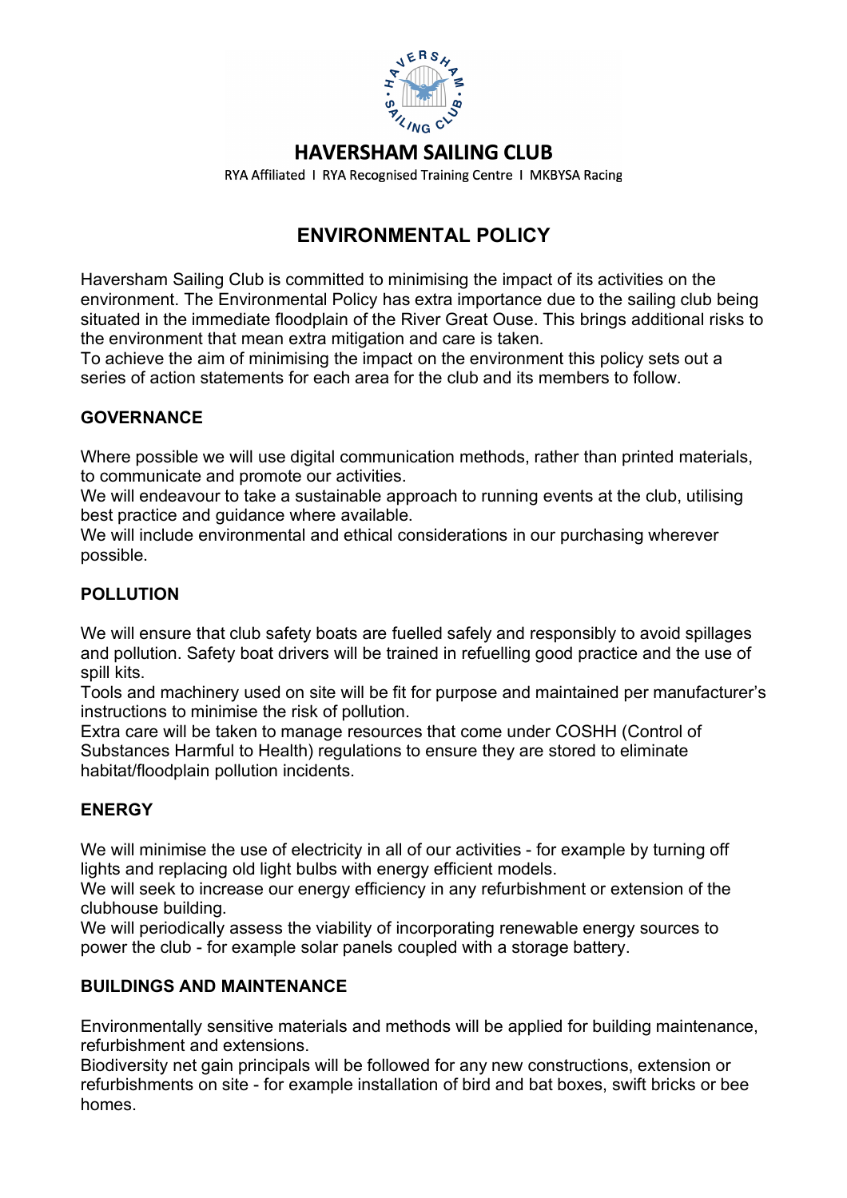# HAVERSHAM SAILING CLUB

RYA Affiliated I RYA Recognised Training Centre I MKBYSA Racing

## ENVIRONMENTAL POLICY

Haversham Sailing Club is committed to minimising the impact of its activities on the environment. The Environmental Policy has extra importance due to the sailing club being situated in the immediate floodplain of the River Great Ouse. This brings additional risks to the environment that mean extra mitigation and care is taken.
To achieve the aim of minimising the impact on the environment this policy sets out a series of action statements for each area for the club and its members to follow.

### GOVERNANCE

Where possible we will use digital communication methods, rather than printed materials, to communicate and promote our activities.
We will endeavour to take a sustainable approach to running events at the club, utilising best practice and guidance where available.
We will include environmental and ethical considerations in our purchasing wherever possible.

### POLLUTION

We will ensure that club safety boats are fuelled safely and responsibly to avoid spillages and pollution. Safety boat drivers will be trained in refuelling good practice and the use of spill kits.
Tools and machinery used on site will be fit for purpose and maintained per manufacturer's instructions to minimise the risk of pollution.
Extra care will be taken to manage resources that come under COSHH (Control of Substances Harmful to Health) regulations to ensure they are stored to eliminate habitat/floodplain pollution incidents.

### ENERGY

We will minimise the use of electricity in all of our activities - for example by turning off lights and replacing old light bulbs with energy efficient models.
We will seek to increase our energy efficiency in any refurbishment or extension of the clubhouse building.
We will periodically assess the viability of incorporating renewable energy sources to power the club - for example solar panels coupled with a storage battery.

### BUILDINGS AND MAINTENANCE

Environmentally sensitive materials and methods will be applied for building maintenance, refurbishment and extensions.
Biodiversity net gain principals will be followed for any new constructions, extension or refurbishments on site - for example installation of bird and bat boxes, swift bricks or bee homes.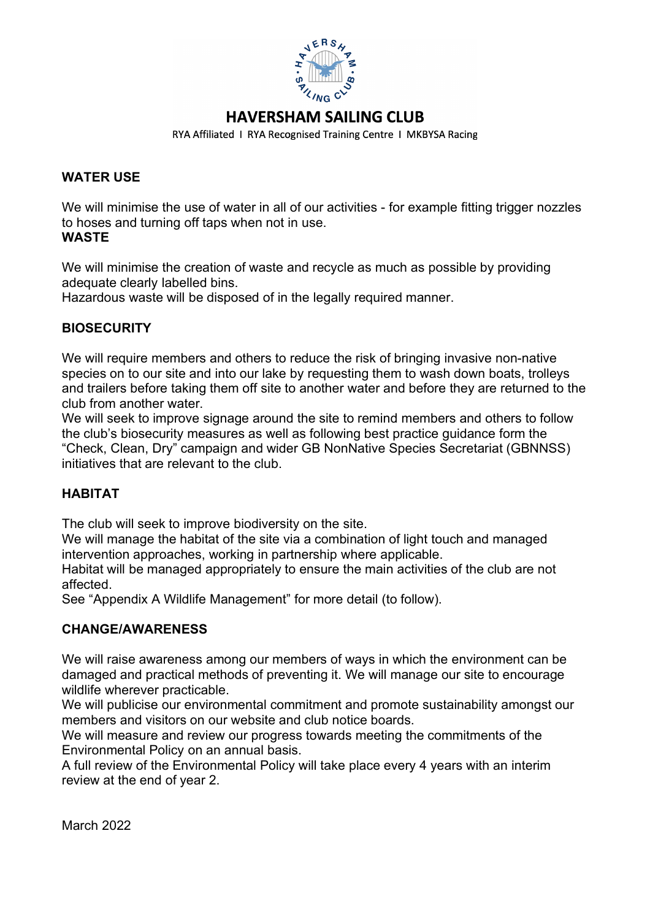# HAVERSHAM SAILING CLUB

RYA Affiliated I RYA Recognised Training Centre I MKBYSA Racing

## WATER USE

We will minimise the use of water in all of our activities - for example fitting trigger nozzles to hoses and turning off taps when not in use.

## WASTE

We will minimise the creation of waste and recycle as much as possible by providing adequate clearly labelled bins.
Hazardous waste will be disposed of in the legally required manner.

## BIOSECURITY

We will require members and others to reduce the risk of bringing invasive non-native species on to our site and into our lake by requesting them to wash down boats, trolleys and trailers before taking them off site to another water and before they are returned to the club from another water.
We will seek to improve signage around the site to remind members and others to follow the club's biosecurity measures as well as following best practice guidance form the "Check, Clean, Dry" campaign and wider GB NonNative Species Secretariat (GBNNSS) initiatives that are relevant to the club.

## HABITAT

The club will seek to improve biodiversity on the site.
We will manage the habitat of the site via a combination of light touch and managed intervention approaches, working in partnership where applicable.
Habitat will be managed appropriately to ensure the main activities of the club are not affected.
See "Appendix A Wildlife Management" for more detail (to follow).

## CHANGE/AWARENESS

We will raise awareness among our members of ways in which the environment can be damaged and practical methods of preventing it. We will manage our site to encourage wildlife wherever practicable.
We will publicise our environmental commitment and promote sustainability amongst our members and visitors on our website and club notice boards.
We will measure and review our progress towards meeting the commitments of the Environmental Policy on an annual basis.
A full review of the Environmental Policy will take place every 4 years with an interim review at the end of year 2.

March 2022